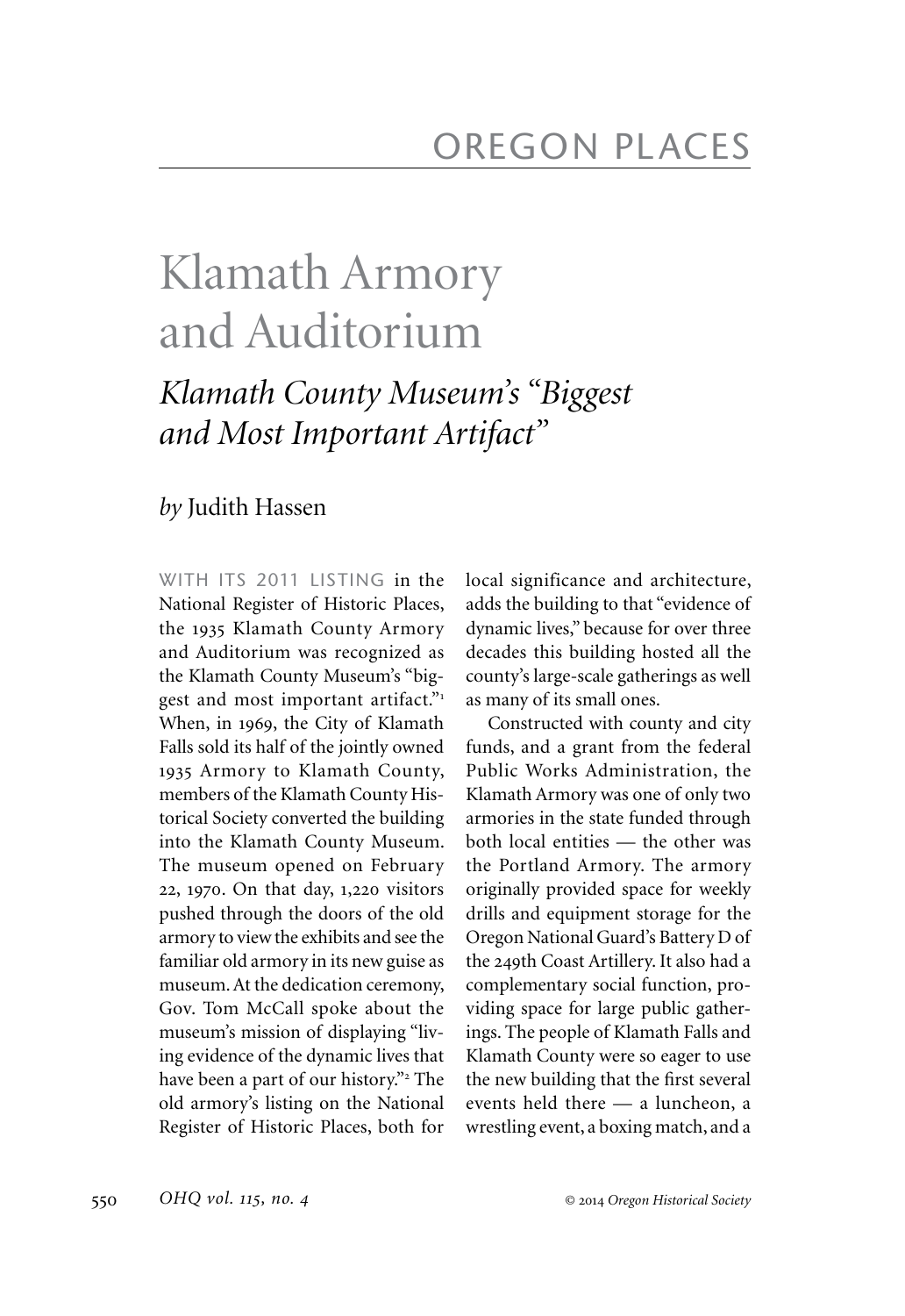# OREGON PLACES

# Klamath Armory and Auditorium

## *Klamath County Museum's "Biggest and Most Important Artifact"*

*by* Judith Hassen

WITH ITS 2011 LISTING in the National Register of Historic Places, the 1935 Klamath County Armory and Auditorium was recognized as the Klamath County Museum's "biggest and most important artifact."[1] When, in 1969, the City of Klamath Falls sold its half of the jointly owned 1935 Armory to Klamath County, members of the Klamath County Historical Society converted the building into the Klamath County Museum. The museum opened on February 22, 1970. On that day, 1,220 visitors pushed through the doors of the old armory to view the exhibits and see the familiar old armory in its new guise as museum. At the dedication ceremony, Gov. Tom McCall spoke about the museum's mission of displaying "living evidence of the dynamic lives that have been a part of our history."[2] The old armory's listing on the National Register of Historic Places, both for local significance and architecture, adds the building to that "evidence of dynamic lives," because for over three decades this building hosted all the county's large-scale gatherings as well as many of its small ones.

Constructed with county and city funds, and a grant from the federal Public Works Administration, the Klamath Armory was one of only two armories in the state funded through both local entities — the other was the Portland Armory. The armory originally provided space for weekly drills and equipment storage for the Oregon National Guard's Battery D of the 249th Coast Artillery. It also had a complementary social function, providing space for large public gatherings. The people of Klamath Falls and Klamath County were so eager to use the new building that the first several events held there — a luncheon, a wrestling event, a boxing match, and a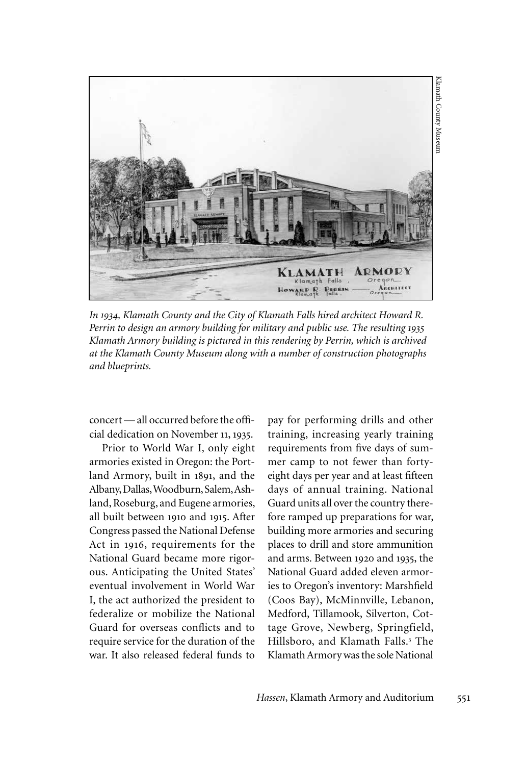*In 1934, Klamath County and the City of Klamath Falls hired architect Howard R. Perrin to design an armory building for military and public use. The resulting 1935 Klamath Armory building is pictured in this rendering by Perrin, which is archived at the Klamath County Museum along with a number of construction photographs and blueprints.*

concert — all occurred before the official dedication on November 11, 1935.

Prior to World War I, only eight armories existed in Oregon: the Portland Armory, built in 1891, and the Albany, Dallas, Woodburn, Salem, Ashland, Roseburg, and Eugene armories, all built between 1910 and 1915. After Congress passed the National Defense Act in 1916, requirements for the National Guard became more rigorous. Anticipating the United States' eventual involvement in World War I, the act authorized the president to federalize or mobilize the National Guard for overseas conflicts and to require service for the duration of the war. It also released federal funds to pay for performing drills and other training, increasing yearly training requirements from five days of summer camp to not fewer than forty-eight days per year and at least fifteen days of annual training. National Guard units all over the country therefore ramped up preparations for war, building more armories and securing places to drill and store ammunition and arms. Between 1920 and 1935, the National Guard added eleven armories to Oregon's inventory: Marshfield (Coos Bay), McMinnville, Lebanon, Medford, Tillamook, Silverton, Cottage Grove, Newberg, Springfield, Hillsboro, and Klamath Falls.[3] The Klamath Armory was the sole National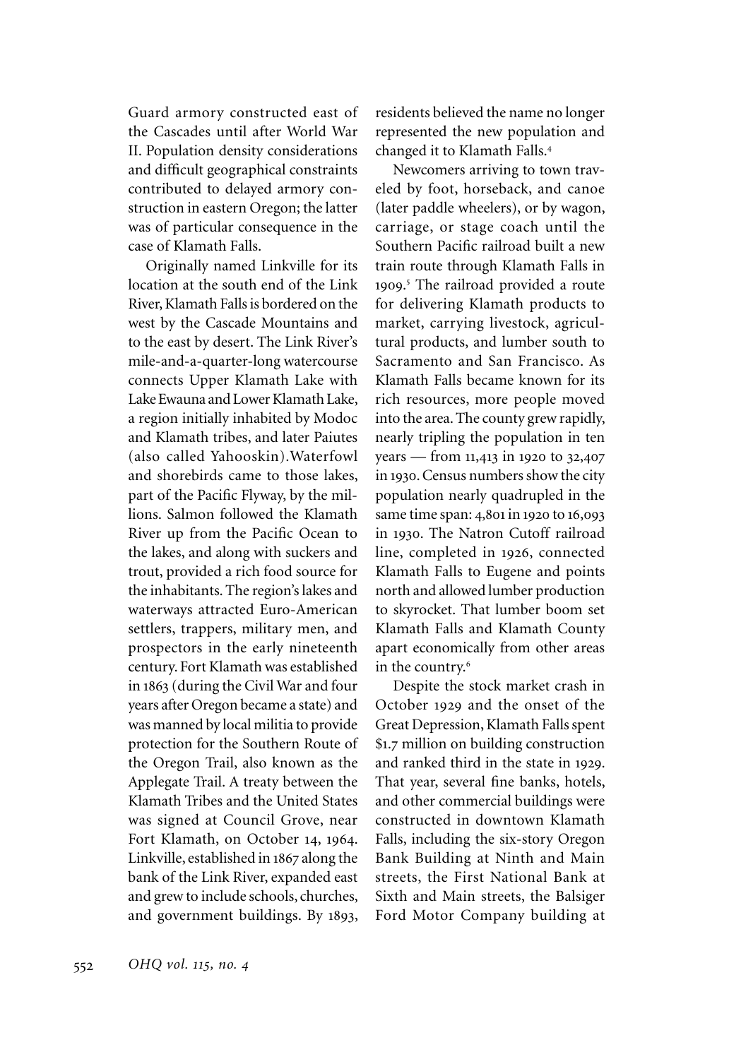Guard armory constructed east of the Cascades until after World War II. Population density considerations and difficult geographical constraints contributed to delayed armory construction in eastern Oregon; the latter was of particular consequence in the case of Klamath Falls.

Originally named Linkville for its location at the south end of the Link River, Klamath Falls is bordered on the west by the Cascade Mountains and to the east by desert. The Link River's mile-and-a-quarter-long watercourse connects Upper Klamath Lake with Lake Ewauna and Lower Klamath Lake, a region initially inhabited by Modoc and Klamath tribes, and later Paiutes (also called Yahooskin). Waterfowl and shorebirds came to those lakes, part of the Pacific Flyway, by the millions. Salmon followed the Klamath River up from the Pacific Ocean to the lakes, and along with suckers and trout, provided a rich food source for the inhabitants. The region's lakes and waterways attracted Euro-American settlers, trappers, military men, and prospectors in the early nineteenth century. Fort Klamath was established in 1863 (during the Civil War and four years after Oregon became a state) and was manned by local militia to provide protection for the Southern Route of the Oregon Trail, also known as the Applegate Trail. A treaty between the Klamath Tribes and the United States was signed at Council Grove, near Fort Klamath, on October 14, 1964. Linkville, established in 1867 along the bank of the Link River, expanded east and grew to include schools, churches, and government buildings. By 1893, residents believed the name no longer represented the new population and changed it to Klamath Falls.[4]

Newcomers arriving to town traveled by foot, horseback, and canoe (later paddle wheelers), or by wagon, carriage, or stage coach until the Southern Pacific railroad built a new train route through Klamath Falls in 1909.[5] The railroad provided a route for delivering Klamath products to market, carrying livestock, agricultural products, and lumber south to Sacramento and San Francisco. As Klamath Falls became known for its rich resources, more people moved into the area. The county grew rapidly, nearly tripling the population in ten years — from 11,413 in 1920 to 32,407 in 1930. Census numbers show the city population nearly quadrupled in the same time span: 4,801 in 1920 to 16,093 in 1930. The Natron Cutoff railroad line, completed in 1926, connected Klamath Falls to Eugene and points north and allowed lumber production to skyrocket. That lumber boom set Klamath Falls and Klamath County apart economically from other areas in the country.[6]

Despite the stock market crash in October 1929 and the onset of the Great Depression, Klamath Falls spent $1.7 million on building construction and ranked third in the state in 1929. That year, several fine banks, hotels, and other commercial buildings were constructed in downtown Klamath Falls, including the six-story Oregon Bank Building at Ninth and Main streets, the First National Bank at Sixth and Main streets, the Balsiger Ford Motor Company building at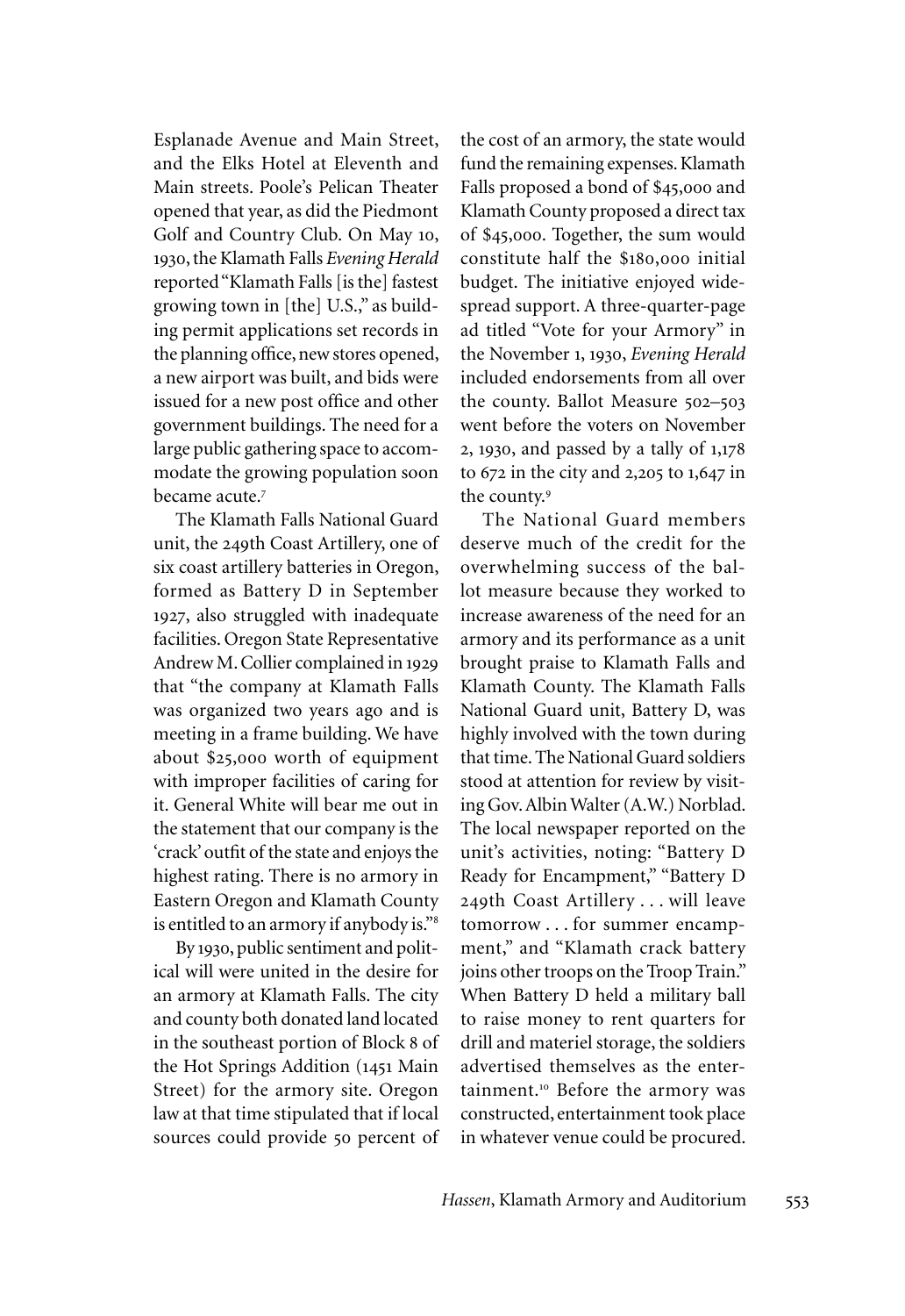Esplanade Avenue and Main Street, and the Elks Hotel at Eleventh and Main streets. Poole's Pelican Theater opened that year, as did the Piedmont Golf and Country Club. On May 10, 1930, the Klamath Falls *Evening Herald* reported "Klamath Falls [is the] fastest growing town in [the] U.S.," as building permit applications set records in the planning office, new stores opened, a new airport was built, and bids were issued for a new post office and other government buildings. The need for a large public gathering space to accommodate the growing population soon became acute.[7]

The Klamath Falls National Guard unit, the 249th Coast Artillery, one of six coast artillery batteries in Oregon, formed as Battery D in September 1927, also struggled with inadequate facilities. Oregon State Representative Andrew M. Collier complained in 1929 that "the company at Klamath Falls was organized two years ago and is meeting in a frame building. We have about $25,000 worth of equipment with improper facilities of caring for it. General White will bear me out in the statement that our company is the 'crack' outfit of the state and enjoys the highest rating. There is no armory in Eastern Oregon and Klamath County is entitled to an armory if anybody is."[8]

By 1930, public sentiment and political will were united in the desire for an armory at Klamath Falls. The city and county both donated land located in the southeast portion of Block 8 of the Hot Springs Addition (1451 Main Street) for the armory site. Oregon law at that time stipulated that if local sources could provide 50 percent of the cost of an armory, the state would fund the remaining expenses. Klamath Falls proposed a bond of $45,000 and Klamath County proposed a direct tax of $45,000. Together, the sum would constitute half the $180,000 initial budget. The initiative enjoyed widespread support. A three-quarter-page ad titled "Vote for your Armory" in the November 1, 1930, *Evening Herald* included endorsements from all over the county. Ballot Measure 502–503 went before the voters on November 2, 1930, and passed by a tally of 1,178 to 672 in the city and 2,205 to 1,647 in the county.[9]

The National Guard members deserve much of the credit for the overwhelming success of the ballot measure because they worked to increase awareness of the need for an armory and its performance as a unit brought praise to Klamath Falls and Klamath County. The Klamath Falls National Guard unit, Battery D, was highly involved with the town during that time. The National Guard soldiers stood at attention for review by visiting Gov. Albin Walter (A.W.) Norblad. The local newspaper reported on the unit's activities, noting: "Battery D Ready for Encampment," "Battery D 249th Coast Artillery . . . will leave tomorrow . . . for summer encampment," and "Klamath crack battery joins other troops on the Troop Train." When Battery D held a military ball to raise money to rent quarters for drill and materiel storage, the soldiers advertised themselves as the entertainment.[10] Before the armory was constructed, entertainment took place in whatever venue could be procured.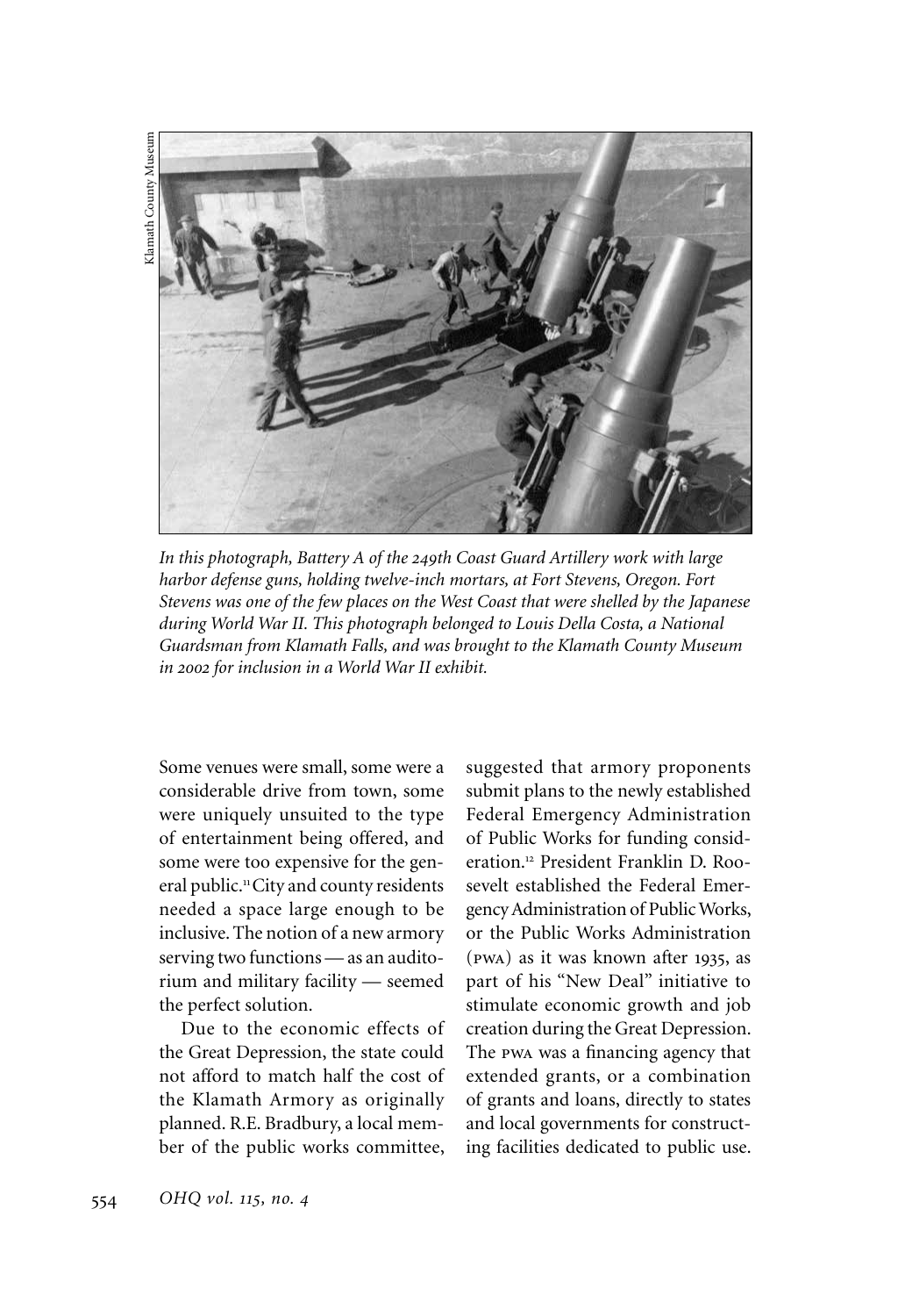Klamath County Museum

*In this photograph, Battery A of the 249th Coast Guard Artillery work with large harbor defense guns, holding twelve-inch mortars, at Fort Stevens, Oregon. Fort Stevens was one of the few places on the West Coast that were shelled by the Japanese during World War II. This photograph belonged to Louis Della Costa, a National Guardsman from Klamath Falls, and was brought to the Klamath County Museum in 2002 for inclusion in a World War II exhibit.*

Some venues were small, some were a considerable drive from town, some were uniquely unsuited to the type of entertainment being offered, and some were too expensive for the general public.[11] City and county residents needed a space large enough to be inclusive. The notion of a new armory serving two functions — as an auditorium and military facility — seemed the perfect solution.

Due to the economic effects of the Great Depression, the state could not afford to match half the cost of the Klamath Armory as originally planned. R.E. Bradbury, a local member of the public works committee, suggested that armory proponents submit plans to the newly established Federal Emergency Administration of Public Works for funding consideration.[12] President Franklin D. Roosevelt established the Federal Emergency Administration of Public Works, or the Public Works Administration (PWA) as it was known after 1935, as part of his "New Deal" initiative to stimulate economic growth and job creation during the Great Depression. The PWA was a financing agency that extended grants, or a combination of grants and loans, directly to states and local governments for constructing facilities dedicated to public use.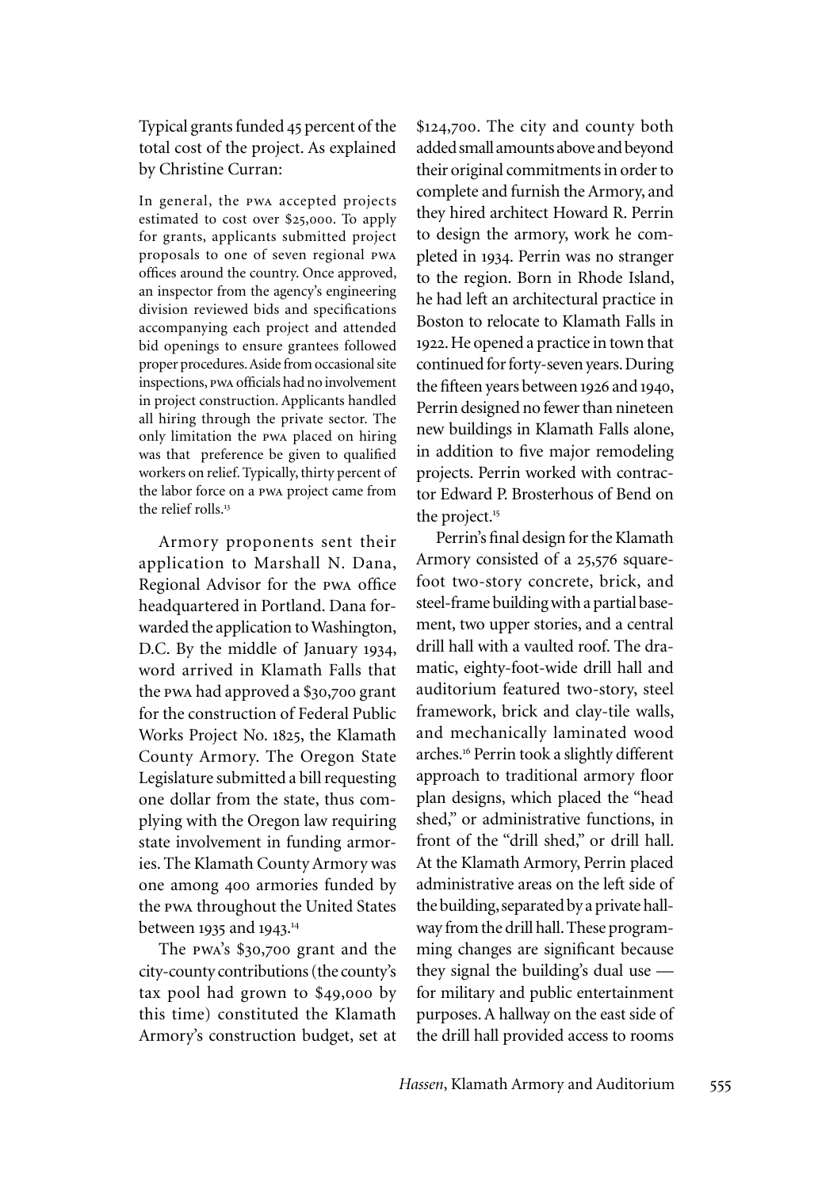Typical grants funded 45 percent of the total cost of the project. As explained by Christine Curran:

> In general, the PWA accepted projects estimated to cost over $25,000. To apply for grants, applicants submitted project proposals to one of seven regional PWA offices around the country. Once approved, an inspector from the agency's engineering division reviewed bids and specifications accompanying each project and attended bid openings to ensure grantees followed proper procedures. Aside from occasional site inspections, PWA officials had no involvement in project construction. Applicants handled all hiring through the private sector. The only limitation the PWA placed on hiring was that preference be given to qualified workers on relief. Typically, thirty percent of the labor force on a PWA project came from the relief rolls.[13]

Armory proponents sent their application to Marshall N. Dana, Regional Advisor for the PWA office headquartered in Portland. Dana forwarded the application to Washington, D.C. By the middle of January 1934, word arrived in Klamath Falls that the PWA had approved a $30,700 grant for the construction of Federal Public Works Project No. 1825, the Klamath County Armory. The Oregon State Legislature submitted a bill requesting one dollar from the state, thus complying with the Oregon law requiring state involvement in funding armories. The Klamath County Armory was one among 400 armories funded by the PWA throughout the United States between 1935 and 1943.[14]

The PWA's $30,700 grant and the city-county contributions (the county's tax pool had grown to $49,000 by this time) constituted the Klamath Armory's construction budget, set at $124,700. The city and county both added small amounts above and beyond their original commitments in order to complete and furnish the Armory, and they hired architect Howard R. Perrin to design the armory, work he completed in 1934. Perrin was no stranger to the region. Born in Rhode Island, he had left an architectural practice in Boston to relocate to Klamath Falls in 1922. He opened a practice in town that continued for forty-seven years. During the fifteen years between 1926 and 1940, Perrin designed no fewer than nineteen new buildings in Klamath Falls alone, in addition to five major remodeling projects. Perrin worked with contractor Edward P. Brosterhous of Bend on the project.[15]

Perrin's final design for the Klamath Armory consisted of a 25,576 square-foot two-story concrete, brick, and steel-frame building with a partial basement, two upper stories, and a central drill hall with a vaulted roof. The dramatic, eighty-foot-wide drill hall and auditorium featured two-story, steel framework, brick and clay-tile walls, and mechanically laminated wood arches.[16] Perrin took a slightly different approach to traditional armory floor plan designs, which placed the "head shed," or administrative functions, in front of the "drill shed," or drill hall. At the Klamath Armory, Perrin placed administrative areas on the left side of the building, separated by a private hallway from the drill hall. These programming changes are significant because they signal the building's dual use — for military and public entertainment purposes. A hallway on the east side of the drill hall provided access to rooms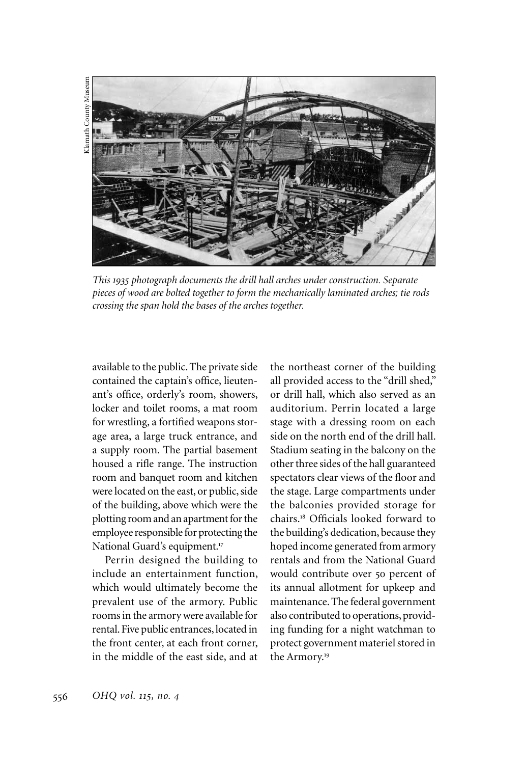*This 1935 photograph documents the drill hall arches under construction. Separate pieces of wood are bolted together to form the mechanically laminated arches; tie rods crossing the span hold the bases of the arches together.*

available to the public. The private side contained the captain's office, lieutenant's office, orderly's room, showers, locker and toilet rooms, a mat room for wrestling, a fortified weapons storage area, a large truck entrance, and a supply room. The partial basement housed a rifle range. The instruction room and banquet room and kitchen were located on the east, or public, side of the building, above which were the plotting room and an apartment for the employee responsible for protecting the National Guard's equipment.[17]

Perrin designed the building to include an entertainment function, which would ultimately become the prevalent use of the armory. Public rooms in the armory were available for rental. Five public entrances, located in the front center, at each front corner, in the middle of the east side, and at the northeast corner of the building all provided access to the "drill shed," or drill hall, which also served as an auditorium. Perrin located a large stage with a dressing room on each side on the north end of the drill hall. Stadium seating in the balcony on the other three sides of the hall guaranteed spectators clear views of the floor and the stage. Large compartments under the balconies provided storage for chairs.[18] Officials looked forward to the building's dedication, because they hoped income generated from armory rentals and from the National Guard would contribute over 50 percent of its annual allotment for upkeep and maintenance. The federal government also contributed to operations, providing funding for a night watchman to protect government materiel stored in the Armory.[19]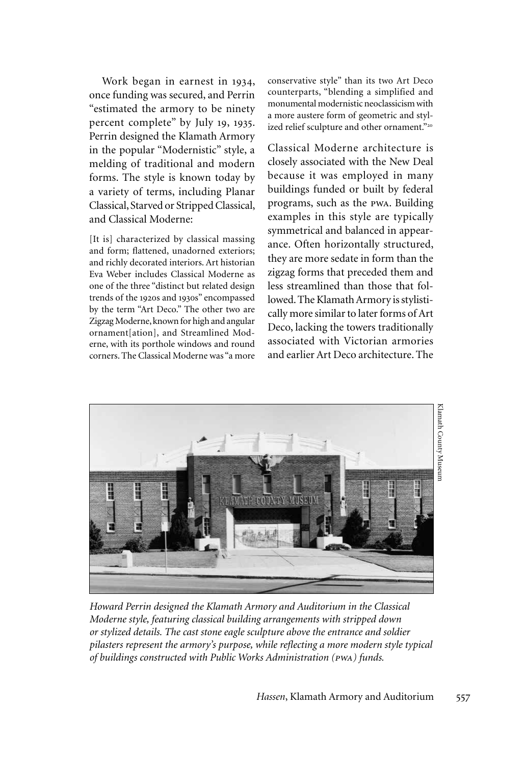Work began in earnest in 1934, once funding was secured, and Perrin "estimated the armory to be ninety percent complete" by July 19, 1935. Perrin designed the Klamath Armory in the popular "Modernistic" style, a melding of traditional and modern forms. The style is known today by a variety of terms, including Planar Classical, Starved or Stripped Classical, and Classical Moderne:

> [It is] characterized by classical massing and form; flattened, unadorned exteriors; and richly decorated interiors. Art historian Eva Weber includes Classical Moderne as one of the three "distinct but related design trends of the 1920s and 1930s" encompassed by the term "Art Deco." The other two are Zigzag Moderne, known for high and angular ornament[ation], and Streamlined Moderne, with its porthole windows and round corners. The Classical Moderne was "a more conservative style" than its two Art Deco counterparts, "blending a simplified and monumental modernistic neoclassicism with a more austere form of geometric and stylized relief sculpture and other ornament."[20]

Classical Moderne architecture is closely associated with the New Deal because it was employed in many buildings funded or built by federal programs, such as the PWA. Building examples in this style are typically symmetrical and balanced in appearance. Often horizontally structured, they are more sedate in form than the zigzag forms that preceded them and less streamlined than those that followed. The Klamath Armory is stylistically more similar to later forms of Art Deco, lacking the towers traditionally associated with Victorian armories and earlier Art Deco architecture. The

Klamath County Museum

*Howard Perrin designed the Klamath Armory and Auditorium in the Classical Moderne style, featuring classical building arrangements with stripped down or stylized details. The cast stone eagle sculpture above the entrance and soldier pilasters represent the armory's purpose, while reflecting a more modern style typical of buildings constructed with Public Works Administration (PWA) funds.*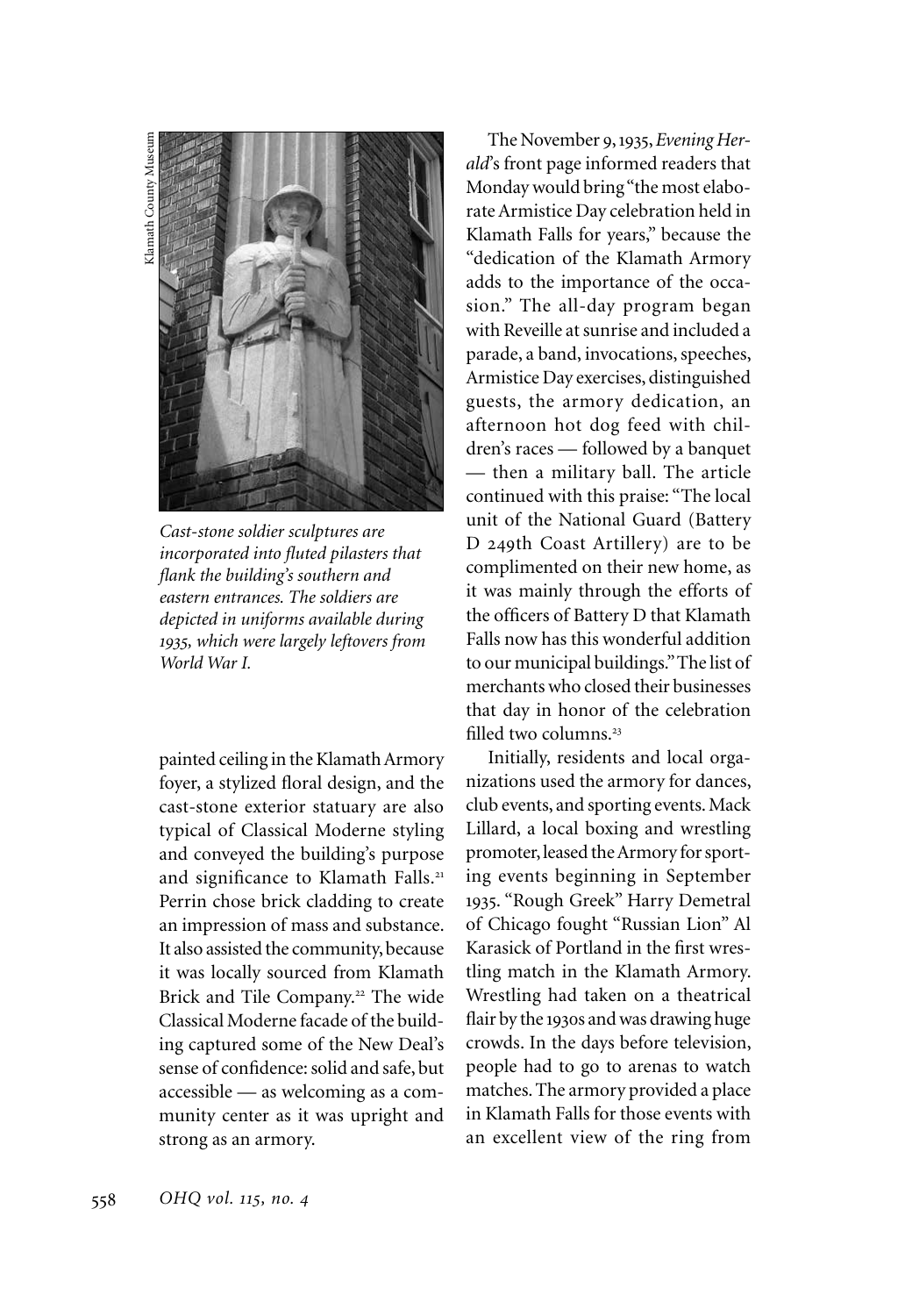Klamath County Museum

*Cast-stone soldier sculptures are incorporated into fluted pilasters that flank the building's southern and eastern entrances. The soldiers are depicted in uniforms available during 1935, which were largely leftovers from World War I.*

painted ceiling in the Klamath Armory foyer, a stylized floral design, and the cast-stone exterior statuary are also typical of Classical Moderne styling and conveyed the building's purpose and significance to Klamath Falls.[21] Perrin chose brick cladding to create an impression of mass and substance. It also assisted the community, because it was locally sourced from Klamath Brick and Tile Company.[22] The wide Classical Moderne facade of the building captured some of the New Deal's sense of confidence: solid and safe, but accessible — as welcoming as a community center as it was upright and strong as an armory.

The November 9, 1935, *Evening Herald*'s front page informed readers that Monday would bring "the most elaborate Armistice Day celebration held in Klamath Falls for years," because the "dedication of the Klamath Armory adds to the importance of the occasion." The all-day program began with Reveille at sunrise and included a parade, a band, invocations, speeches, Armistice Day exercises, distinguished guests, the armory dedication, an afternoon hot dog feed with children's races — followed by a banquet — then a military ball. The article continued with this praise: "The local unit of the National Guard (Battery D 249th Coast Artillery) are to be complimented on their new home, as it was mainly through the efforts of the officers of Battery D that Klamath Falls now has this wonderful addition to our municipal buildings." The list of merchants who closed their businesses that day in honor of the celebration filled two columns.[23]

Initially, residents and local organizations used the armory for dances, club events, and sporting events. Mack Lillard, a local boxing and wrestling promoter, leased the Armory for sporting events beginning in September 1935. "Rough Greek" Harry Demetral of Chicago fought "Russian Lion" Al Karasick of Portland in the first wrestling match in the Klamath Armory. Wrestling had taken on a theatrical flair by the 1930s and was drawing huge crowds. In the days before television, people had to go to arenas to watch matches. The armory provided a place in Klamath Falls for those events with an excellent view of the ring from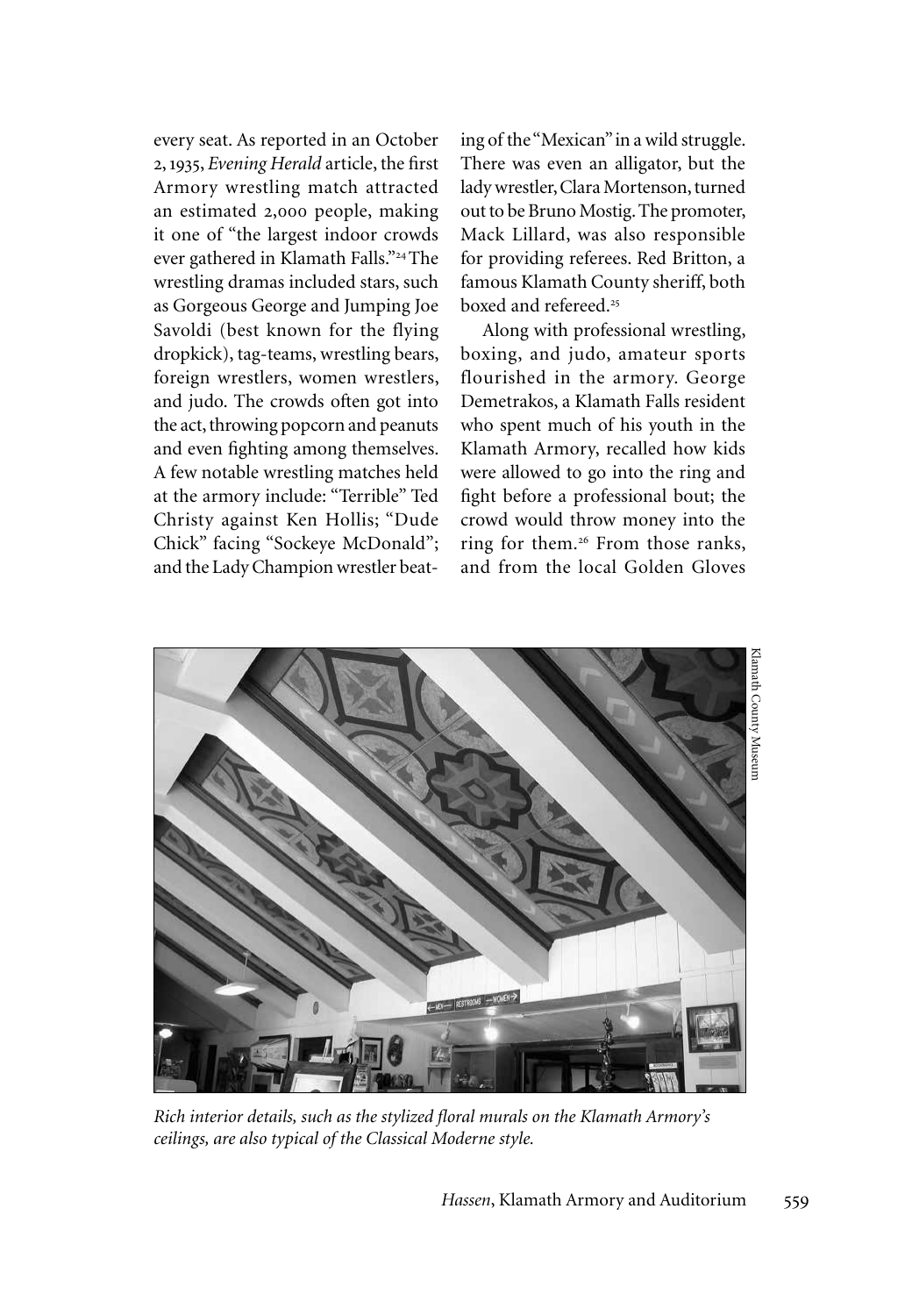every seat. As reported in an October 2, 1935, *Evening Herald* article, the first Armory wrestling match attracted an estimated 2,000 people, making it one of "the largest indoor crowds ever gathered in Klamath Falls."[24] The wrestling dramas included stars, such as Gorgeous George and Jumping Joe Savoldi (best known for the flying dropkick), tag-teams, wrestling bears, foreign wrestlers, women wrestlers, and judo. The crowds often got into the act, throwing popcorn and peanuts and even fighting among themselves. A few notable wrestling matches held at the armory include: "Terrible" Ted Christy against Ken Hollis; "Dude Chick" facing "Sockeye McDonald"; and the Lady Champion wrestler beating of the "Mexican" in a wild struggle. There was even an alligator, but the lady wrestler, Clara Mortenson, turned out to be Bruno Mostig. The promoter, Mack Lillard, was also responsible for providing referees. Red Britton, a famous Klamath County sheriff, both boxed and refereed.[25]

Along with professional wrestling, boxing, and judo, amateur sports flourished in the armory. George Demetrakos, a Klamath Falls resident who spent much of his youth in the Klamath Armory, recalled how kids were allowed to go into the ring and fight before a professional bout; the crowd would throw money into the ring for them.[26] From those ranks, and from the local Golden Gloves

Klamath County Museum

*Rich interior details, such as the stylized floral murals on the Klamath Armory's ceilings, are also typical of the Classical Moderne style.*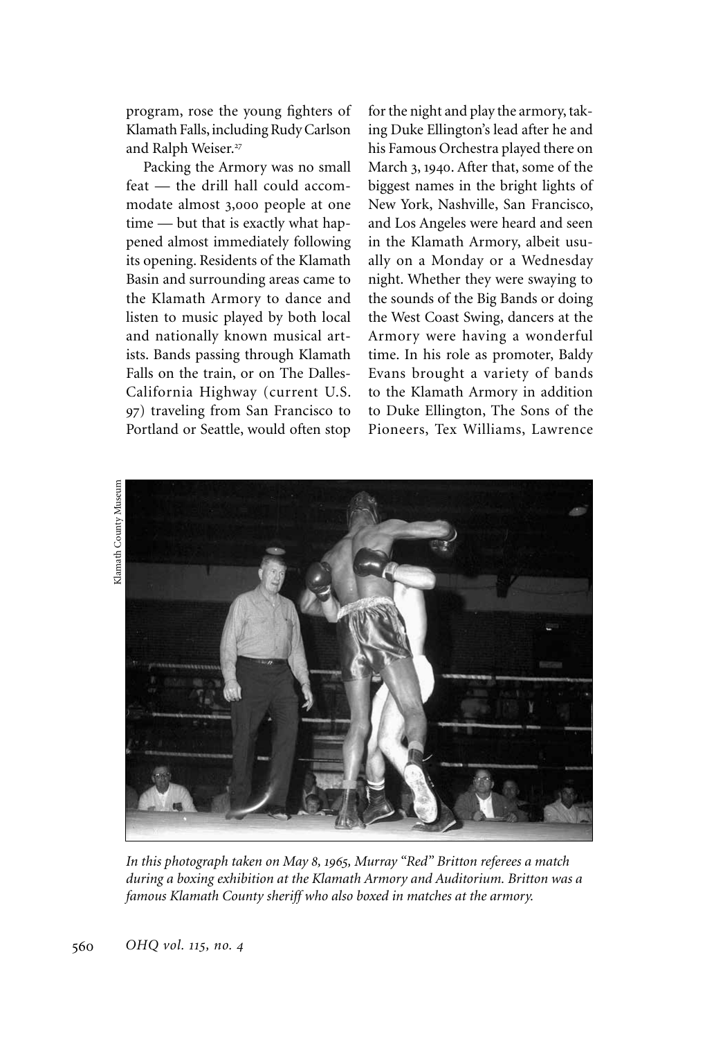program, rose the young fighters of Klamath Falls, including Rudy Carlson and Ralph Weiser.[27]

Packing the Armory was no small feat — the drill hall could accommodate almost 3,000 people at one time — but that is exactly what happened almost immediately following its opening. Residents of the Klamath Basin and surrounding areas came to the Klamath Armory to dance and listen to music played by both local and nationally known musical artists. Bands passing through Klamath Falls on the train, or on The Dalles-California Highway (current U.S. 97) traveling from San Francisco to Portland or Seattle, would often stop for the night and play the armory, taking Duke Ellington's lead after he and his Famous Orchestra played there on March 3, 1940. After that, some of the biggest names in the bright lights of New York, Nashville, San Francisco, and Los Angeles were heard and seen in the Klamath Armory, albeit usually on a Monday or a Wednesday night. Whether they were swaying to the sounds of the Big Bands or doing the West Coast Swing, dancers at the Armory were having a wonderful time. In his role as promoter, Baldy Evans brought a variety of bands to the Klamath Armory in addition to Duke Ellington, The Sons of the Pioneers, Tex Williams, Lawrence

Klamath County Museum

*In this photograph taken on May 8, 1965, Murray "Red" Britton referees a match during a boxing exhibition at the Klamath Armory and Auditorium. Britton was a famous Klamath County sheriff who also boxed in matches at the armory.*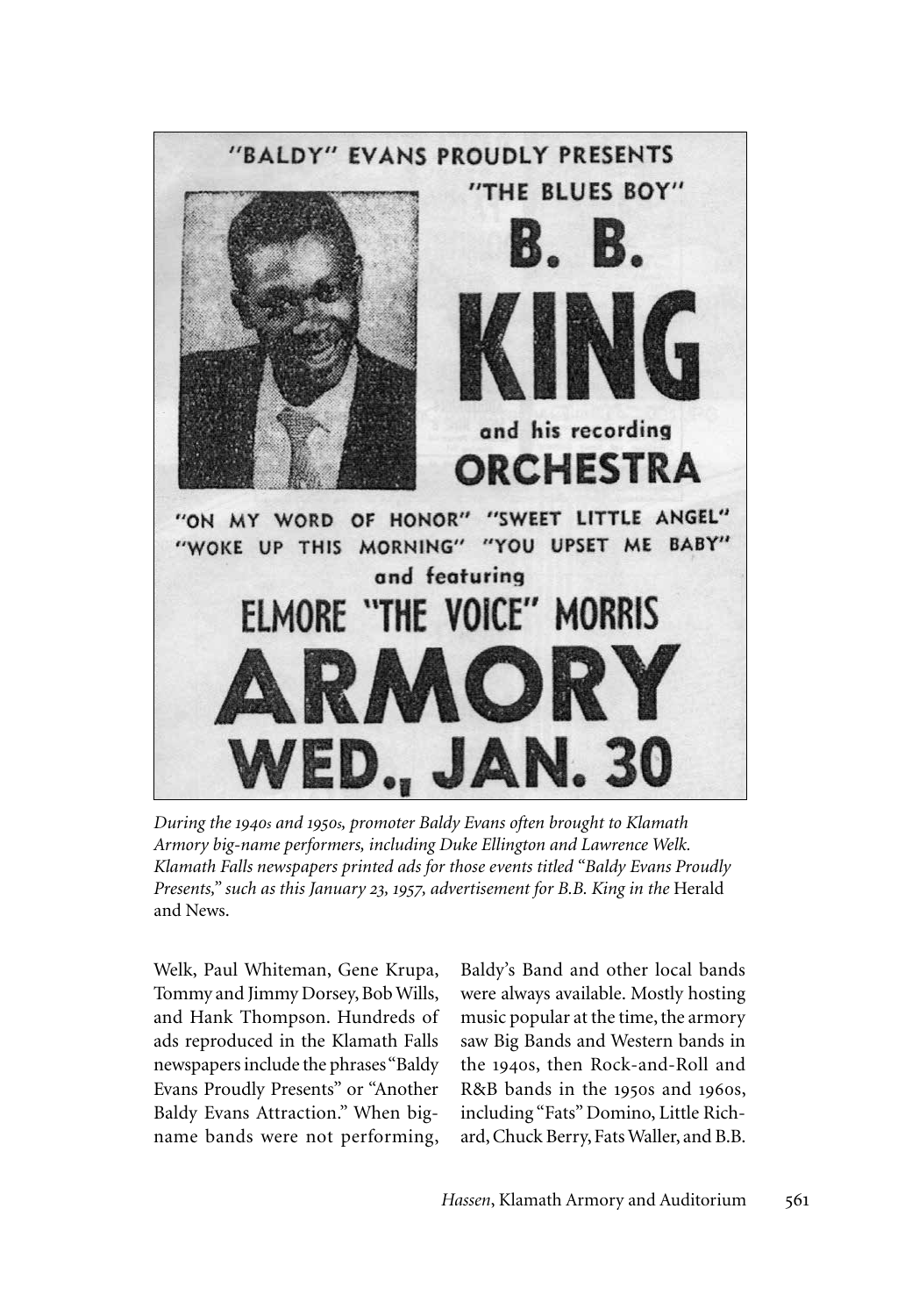"BALDY" EVANS PROUDLY PRESENTS

"THE BLUES BOY"

B. B.

KING

and his recording

ORCHESTRA

"ON MY WORD OF HONOR" "SWEET LITTLE ANGEL" "WOKE UP THIS MORNING" "YOU UPSET ME BABY"

and featuring

ELMORE "THE VOICE" MORRIS

ARMORY

WED., JAN. 30

*During the 1940s and 1950s, promoter Baldy Evans often brought to Klamath Armory big-name performers, including Duke Ellington and Lawrence Welk. Klamath Falls newspapers printed ads for those events titled "Baldy Evans Proudly Presents," such as this January 23, 1957, advertisement for B.B. King in the* Herald and News.

Welk, Paul Whiteman, Gene Krupa, Tommy and Jimmy Dorsey, Bob Wills, and Hank Thompson. Hundreds of ads reproduced in the Klamath Falls newspapers include the phrases "Baldy Evans Proudly Presents" or "Another Baldy Evans Attraction." When big-name bands were not performing, Baldy's Band and other local bands were always available. Mostly hosting music popular at the time, the armory saw Big Bands and Western bands in the 1940s, then Rock-and-Roll and R&B bands in the 1950s and 1960s, including "Fats" Domino, Little Richard, Chuck Berry, Fats Waller, and B.B.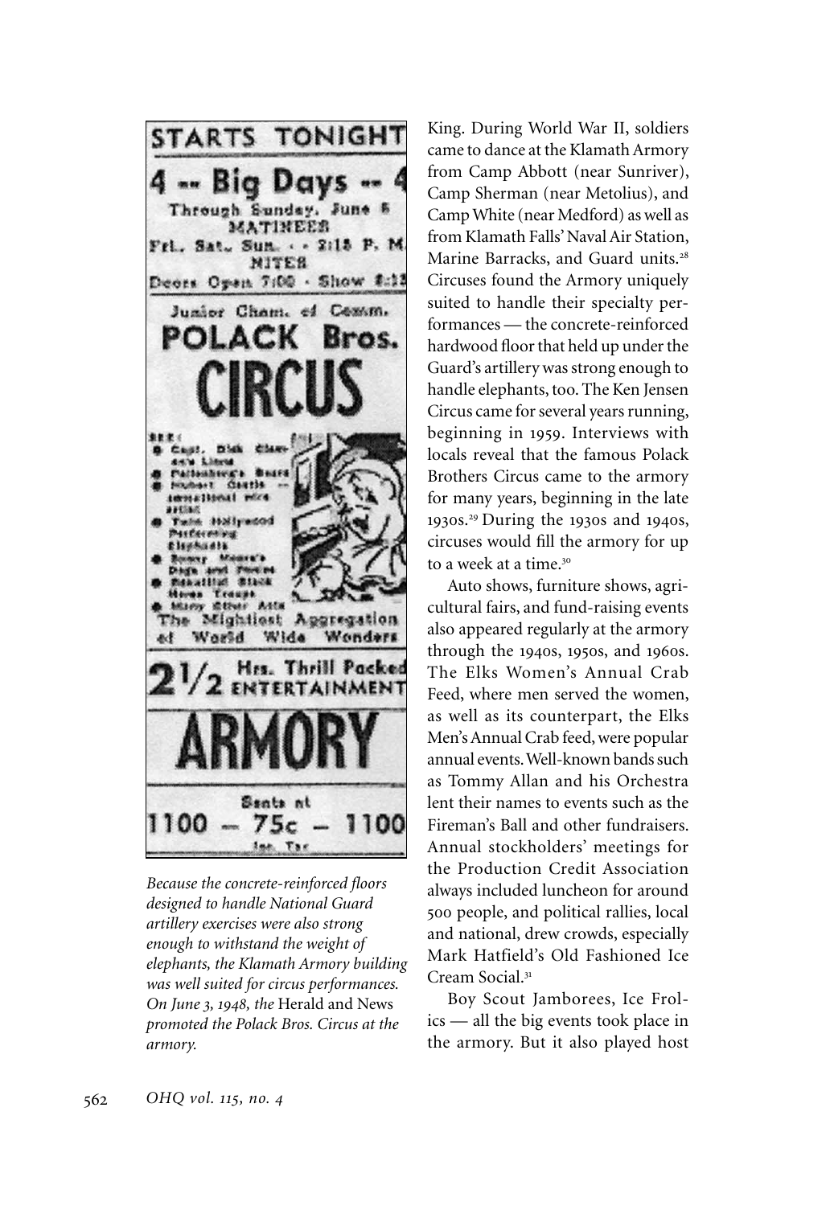*Because the concrete-reinforced floors designed to handle National Guard artillery exercises were also strong enough to withstand the weight of elephants, the Klamath Armory building was well suited for circus performances. On June 3, 1948, the* Herald and News *promoted the Polack Bros. Circus at the armory.*

King. During World War II, soldiers came to dance at the Klamath Armory from Camp Abbott (near Sunriver), Camp Sherman (near Metolius), and Camp White (near Medford) as well as from Klamath Falls' Naval Air Station, Marine Barracks, and Guard units.[28] Circuses found the Armory uniquely suited to handle their specialty performances — the concrete-reinforced hardwood floor that held up under the Guard's artillery was strong enough to handle elephants, too. The Ken Jensen Circus came for several years running, beginning in 1959. Interviews with locals reveal that the famous Polack Brothers Circus came to the armory for many years, beginning in the late 1930s.[29] During the 1930s and 1940s, circuses would fill the armory for up to a week at a time.[30]

Auto shows, furniture shows, agricultural fairs, and fund-raising events also appeared regularly at the armory through the 1940s, 1950s, and 1960s. The Elks Women's Annual Crab Feed, where men served the women, as well as its counterpart, the Elks Men's Annual Crab feed, were popular annual events. Well-known bands such as Tommy Allan and his Orchestra lent their names to events such as the Fireman's Ball and other fundraisers. Annual stockholders' meetings for the Production Credit Association always included luncheon for around 500 people, and political rallies, local and national, drew crowds, especially Mark Hatfield's Old Fashioned Ice Cream Social.[31]

Boy Scout Jamborees, Ice Frolics — all the big events took place in the armory. But it also played host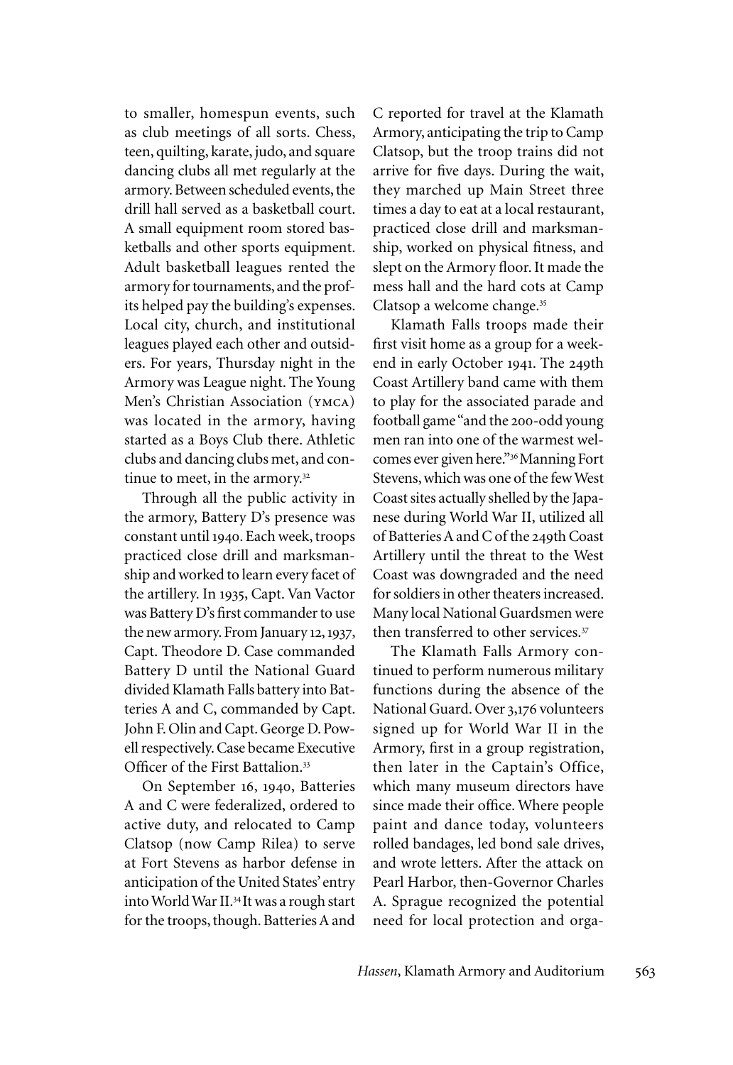to smaller, homespun events, such as club meetings of all sorts. Chess, teen, quilting, karate, judo, and square dancing clubs all met regularly at the armory. Between scheduled events, the drill hall served as a basketball court. A small equipment room stored basketballs and other sports equipment. Adult basketball leagues rented the armory for tournaments, and the profits helped pay the building's expenses. Local city, church, and institutional leagues played each other and outsiders. For years, Thursday night in the Armory was League night. The Young Men's Christian Association (YMCA) was located in the armory, having started as a Boys Club there. Athletic clubs and dancing clubs met, and continue to meet, in the armory.[32]

Through all the public activity in the armory, Battery D's presence was constant until 1940. Each week, troops practiced close drill and marksmanship and worked to learn every facet of the artillery. In 1935, Capt. Van Vactor was Battery D's first commander to use the new armory. From January 12, 1937, Capt. Theodore D. Case commanded Battery D until the National Guard divided Klamath Falls battery into Batteries A and C, commanded by Capt. John F. Olin and Capt. George D. Powell respectively. Case became Executive Officer of the First Battalion.[33]

On September 16, 1940, Batteries A and C were federalized, ordered to active duty, and relocated to Camp Clatsop (now Camp Rilea) to serve at Fort Stevens as harbor defense in anticipation of the United States' entry into World War II.[34] It was a rough start for the troops, though. Batteries A and C reported for travel at the Klamath Armory, anticipating the trip to Camp Clatsop, but the troop trains did not arrive for five days. During the wait, they marched up Main Street three times a day to eat at a local restaurant, practiced close drill and marksmanship, worked on physical fitness, and slept on the Armory floor. It made the mess hall and the hard cots at Camp Clatsop a welcome change.[35]

Klamath Falls troops made their first visit home as a group for a weekend in early October 1941. The 249th Coast Artillery band came with them to play for the associated parade and football game "and the 200-odd young men ran into one of the warmest welcomes ever given here."[36] Manning Fort Stevens, which was one of the few West Coast sites actually shelled by the Japanese during World War II, utilized all of Batteries A and C of the 249th Coast Artillery until the threat to the West Coast was downgraded and the need for soldiers in other theaters increased. Many local National Guardsmen were then transferred to other services.[37]

The Klamath Falls Armory continued to perform numerous military functions during the absence of the National Guard. Over 3,176 volunteers signed up for World War II in the Armory, first in a group registration, then later in the Captain's Office, which many museum directors have since made their office. Where people paint and dance today, volunteers rolled bandages, led bond sale drives, and wrote letters. After the attack on Pearl Harbor, then-Governor Charles A. Sprague recognized the potential need for local protection and orga-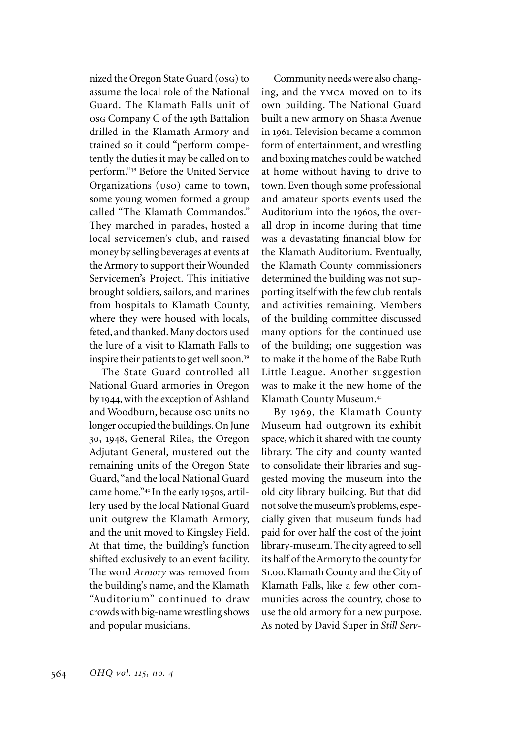nized the Oregon State Guard (OSG) to assume the local role of the National Guard. The Klamath Falls unit of OSG Company C of the 19th Battalion drilled in the Klamath Armory and trained so it could "perform competently the duties it may be called on to perform."[38] Before the United Service Organizations (USO) came to town, some young women formed a group called "The Klamath Commandos." They marched in parades, hosted a local servicemen's club, and raised money by selling beverages at events at the Armory to support their Wounded Servicemen's Project. This initiative brought soldiers, sailors, and marines from hospitals to Klamath County, where they were housed with locals, feted, and thanked. Many doctors used the lure of a visit to Klamath Falls to inspire their patients to get well soon.[39]

The State Guard controlled all National Guard armories in Oregon by 1944, with the exception of Ashland and Woodburn, because OSG units no longer occupied the buildings. On June 30, 1948, General Rilea, the Oregon Adjutant General, mustered out the remaining units of the Oregon State Guard, "and the local National Guard came home."[40] In the early 1950s, artillery used by the local National Guard unit outgrew the Klamath Armory, and the unit moved to Kingsley Field. At that time, the building's function shifted exclusively to an event facility. The word *Armory* was removed from the building's name, and the Klamath "Auditorium" continued to draw crowds with big-name wrestling shows and popular musicians.

Community needs were also changing, and the YMCA moved on to its own building. The National Guard built a new armory on Shasta Avenue in 1961. Television became a common form of entertainment, and wrestling and boxing matches could be watched at home without having to drive to town. Even though some professional and amateur sports events used the Auditorium into the 1960s, the overall drop in income during that time was a devastating financial blow for the Klamath Auditorium. Eventually, the Klamath County commissioners determined the building was not supporting itself with the few club rentals and activities remaining. Members of the building committee discussed many options for the continued use of the building; one suggestion was to make it the home of the Babe Ruth Little League. Another suggestion was to make it the new home of the Klamath County Museum.[41]

By 1969, the Klamath County Museum had outgrown its exhibit space, which it shared with the county library. The city and county wanted to consolidate their libraries and suggested moving the museum into the old city library building. But that did not solve the museum's problems, especially given that museum funds had paid for over half the cost of the joint library-museum. The city agreed to sell its half of the Armory to the county for $1.00. Klamath County and the City of Klamath Falls, like a few other communities across the country, chose to use the old armory for a new purpose. As noted by David Super in *Still Serv-*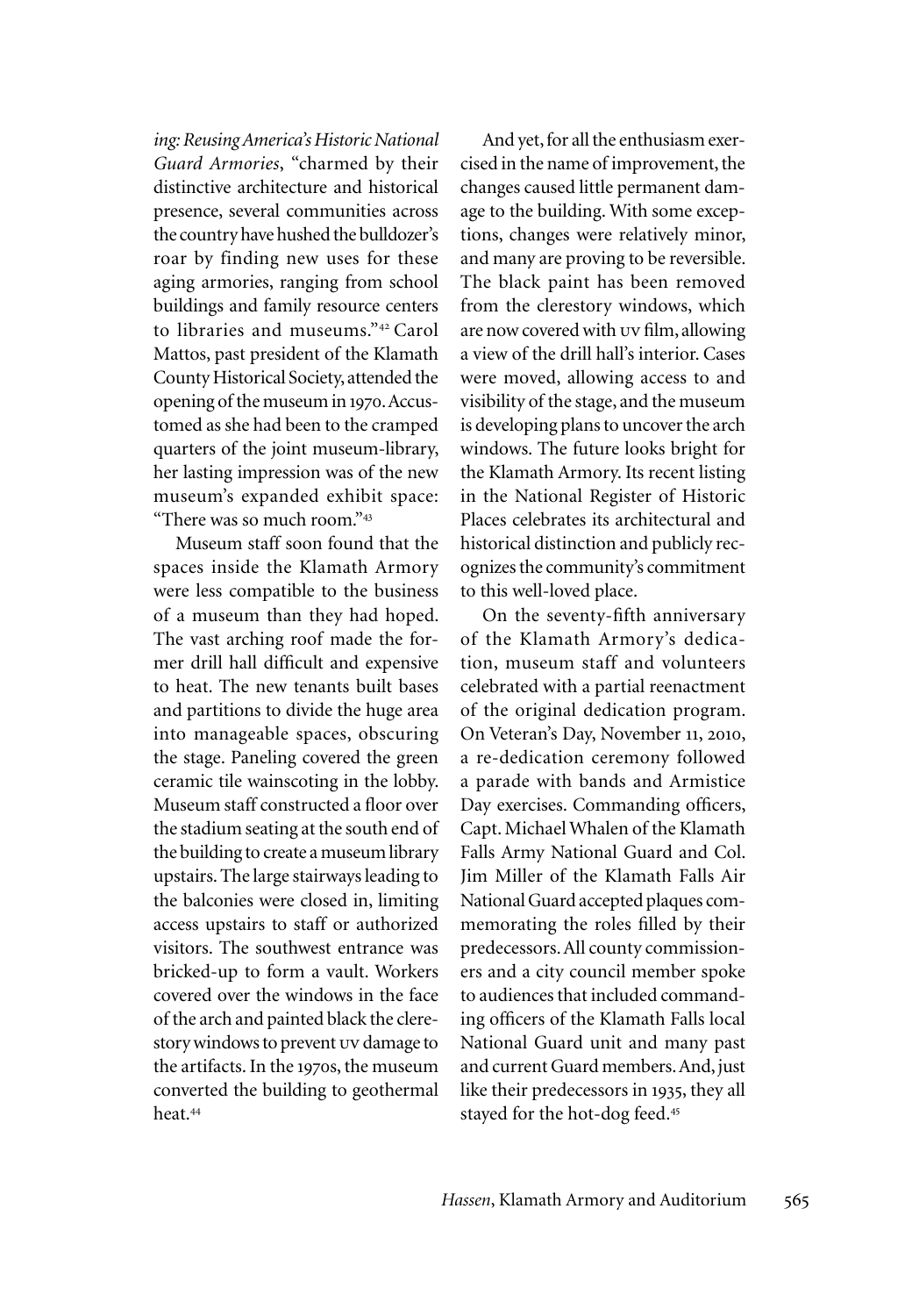*ing: Reusing America's Historic National Guard Armories*, "charmed by their distinctive architecture and historical presence, several communities across the country have hushed the bulldozer's roar by finding new uses for these aging armories, ranging from school buildings and family resource centers to libraries and museums."[42] Carol Mattos, past president of the Klamath County Historical Society, attended the opening of the museum in 1970. Accustomed as she had been to the cramped quarters of the joint museum-library, her lasting impression was of the new museum's expanded exhibit space: "There was so much room."[43]

Museum staff soon found that the spaces inside the Klamath Armory were less compatible to the business of a museum than they had hoped. The vast arching roof made the former drill hall difficult and expensive to heat. The new tenants built bases and partitions to divide the huge area into manageable spaces, obscuring the stage. Paneling covered the green ceramic tile wainscoting in the lobby. Museum staff constructed a floor over the stadium seating at the south end of the building to create a museum library upstairs. The large stairways leading to the balconies were closed in, limiting access upstairs to staff or authorized visitors. The southwest entrance was bricked-up to form a vault. Workers covered over the windows in the face of the arch and painted black the clerestory windows to prevent UV damage to the artifacts. In the 1970s, the museum converted the building to geothermal heat.[44]

And yet, for all the enthusiasm exercised in the name of improvement, the changes caused little permanent damage to the building. With some exceptions, changes were relatively minor, and many are proving to be reversible. The black paint has been removed from the clerestory windows, which are now covered with UV film, allowing a view of the drill hall's interior. Cases were moved, allowing access to and visibility of the stage, and the museum is developing plans to uncover the arch windows. The future looks bright for the Klamath Armory. Its recent listing in the National Register of Historic Places celebrates its architectural and historical distinction and publicly recognizes the community's commitment to this well-loved place.

On the seventy-fifth anniversary of the Klamath Armory's dedication, museum staff and volunteers celebrated with a partial reenactment of the original dedication program. On Veteran's Day, November 11, 2010, a re-dedication ceremony followed a parade with bands and Armistice Day exercises. Commanding officers, Capt. Michael Whalen of the Klamath Falls Army National Guard and Col. Jim Miller of the Klamath Falls Air National Guard accepted plaques commemorating the roles filled by their predecessors. All county commissioners and a city council member spoke to audiences that included commanding officers of the Klamath Falls local National Guard unit and many past and current Guard members. And, just like their predecessors in 1935, they all stayed for the hot-dog feed.[45]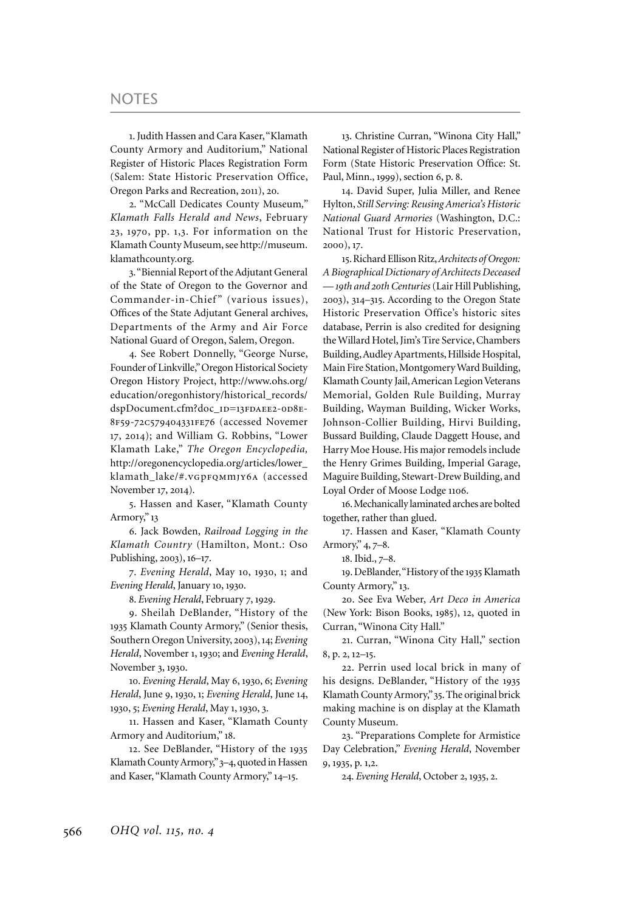# NOTES

1. Judith Hassen and Cara Kaser, "Klamath County Armory and Auditorium," National Register of Historic Places Registration Form (Salem: State Historic Preservation Office, Oregon Parks and Recreation, 2011), 20.

2. "McCall Dedicates County Museum," *Klamath Falls Herald and News*, February 23, 1970, pp. 1,3. For information on the Klamath County Museum, see http://museum.klamathcounty.org.

3. "Biennial Report of the Adjutant General of the State of Oregon to the Governor and Commander-in-Chief" (various issues), Offices of the State Adjutant General archives, Departments of the Army and Air Force National Guard of Oregon, Salem, Oregon.

4. See Robert Donnelly, "George Nurse, Founder of Linkville," Oregon Historical Society Oregon History Project, http://www.ohs.org/education/oregonhistory/historical_records/dspDocument.cfm?doc_ID=13FDAEE2-0D8E-8F59-72C579404331FE76 (accessed Novemer 17, 2014); and William G. Robbins, "Lower Klamath Lake," *The Oregon Encyclopedia*, http://oregonencyclopedia.org/articles/lower_klamath_lake/#.VGPFQMMJY6A (accessed November 17, 2014).

5. Hassen and Kaser, "Klamath County Armory," 13

6. Jack Bowden, *Railroad Logging in the Klamath Country* (Hamilton, Mont.: Oso Publishing, 2003), 16–17.

7. *Evening Herald*, May 10, 1930, 1; and *Evening Herald*, January 10, 1930.

8. *Evening Herald*, February 7, 1929.

9. Sheilah DeBlander, "History of the 1935 Klamath County Armory," (Senior thesis, Southern Oregon University, 2003), 14; *Evening Herald*, November 1, 1930; and *Evening Herald*, November 3, 1930.

10. *Evening Herald*, May 6, 1930, 6; *Evening Herald*, June 9, 1930, 1; *Evening Herald*, June 14, 1930, 5; *Evening Herald*, May 1, 1930, 3.

11. Hassen and Kaser, "Klamath County Armory and Auditorium," 18.

12. See DeBlander, "History of the 1935 Klamath County Armory," 3–4, quoted in Hassen and Kaser, "Klamath County Armory," 14–15.

13. Christine Curran, "Winona City Hall," National Register of Historic Places Registration Form (State Historic Preservation Office: St. Paul, Minn., 1999), section 6, p. 8.

14. David Super, Julia Miller, and Renee Hylton, *Still Serving: Reusing America's Historic National Guard Armories* (Washington, D.C.: National Trust for Historic Preservation, 2000), 17.

15. Richard Ellison Ritz, *Architects of Oregon: A Biographical Dictionary of Architects Deceased — 19th and 20th Centuries* (Lair Hill Publishing, 2003), 314–315. According to the Oregon State Historic Preservation Office's historic sites database, Perrin is also credited for designing the Willard Hotel, Jim's Tire Service, Chambers Building, Audley Apartments, Hillside Hospital, Main Fire Station, Montgomery Ward Building, Klamath County Jail, American Legion Veterans Memorial, Golden Rule Building, Murray Building, Wayman Building, Wicker Works, Johnson-Collier Building, Hirvi Building, Bussard Building, Claude Daggett House, and Harry Moe House. His major remodels include the Henry Grimes Building, Imperial Garage, Maguire Building, Stewart-Drew Building, and Loyal Order of Moose Lodge 1106.

16. Mechanically laminated arches are bolted together, rather than glued.

17. Hassen and Kaser, "Klamath County Armory," 4, 7–8.

18. Ibid., 7–8.

19. DeBlander, "History of the 1935 Klamath County Armory," 13.

20. See Eva Weber, *Art Deco in America* (New York: Bison Books, 1985), 12, quoted in Curran, "Winona City Hall."

21. Curran, "Winona City Hall," section 8, p. 2, 12–15.

22. Perrin used local brick in many of his designs. DeBlander, "History of the 1935 Klamath County Armory," 35. The original brick making machine is on display at the Klamath County Museum.

23. "Preparations Complete for Armistice Day Celebration," *Evening Herald*, November 9, 1935, p. 1,2.

24. *Evening Herald*, October 2, 1935, 2.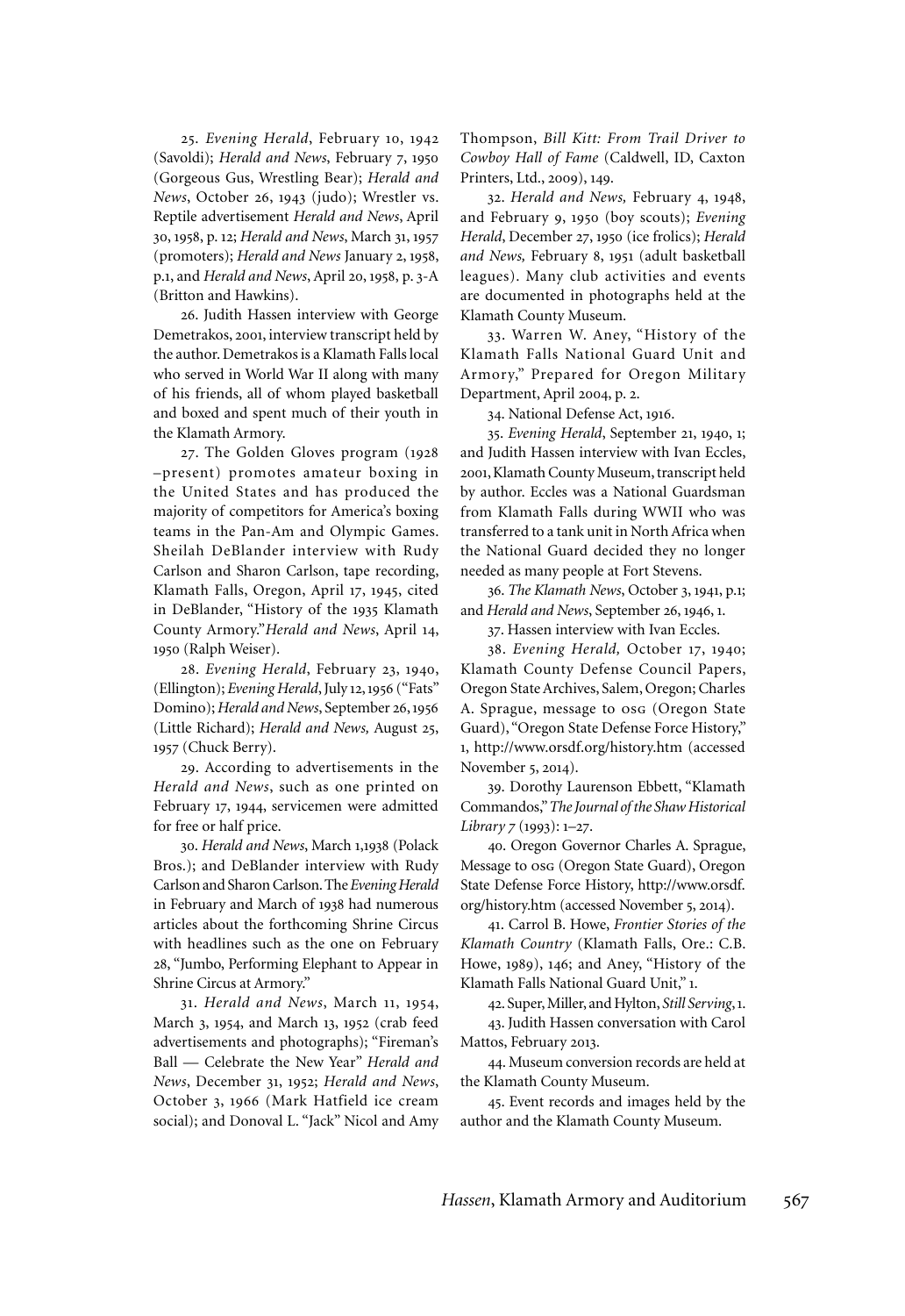25. *Evening Herald*, February 10, 1942 (Savoldi); *Herald and News*, February 7, 1950 (Gorgeous Gus, Wrestling Bear); *Herald and News*, October 26, 1943 (judo); Wrestler vs. Reptile advertisement *Herald and News*, April 30, 1958, p. 12; *Herald and News*, March 31, 1957 (promoters); *Herald and News* January 2, 1958, p.1, and *Herald and News*, April 20, 1958, p. 3-A (Britton and Hawkins).

26. Judith Hassen interview with George Demetrakos, 2001, interview transcript held by the author. Demetrakos is a Klamath Falls local who served in World War II along with many of his friends, all of whom played basketball and boxed and spent much of their youth in the Klamath Armory.

27. The Golden Gloves program (1928 –present) promotes amateur boxing in the United States and has produced the majority of competitors for America's boxing teams in the Pan-Am and Olympic Games. Sheilah DeBlander interview with Rudy Carlson and Sharon Carlson, tape recording, Klamath Falls, Oregon, April 17, 1945, cited in DeBlander, "History of the 1935 Klamath County Armory." *Herald and News*, April 14, 1950 (Ralph Weiser).

28. *Evening Herald*, February 23, 1940, (Ellington); *Evening Herald*, July 12, 1956 ("Fats" Domino); *Herald and News*, September 26, 1956 (Little Richard); *Herald and News,* August 25, 1957 (Chuck Berry).

29. According to advertisements in the *Herald and News*, such as one printed on February 17, 1944, servicemen were admitted for free or half price.

30. *Herald and News*, March 1,1938 (Polack Bros.); and DeBlander interview with Rudy Carlson and Sharon Carlson. The *Evening Herald* in February and March of 1938 had numerous articles about the forthcoming Shrine Circus with headlines such as the one on February 28, "Jumbo, Performing Elephant to Appear in Shrine Circus at Armory."

31. *Herald and News*, March 11, 1954, March 3, 1954, and March 13, 1952 (crab feed advertisements and photographs); "Fireman's Ball — Celebrate the New Year" *Herald and News*, December 31, 1952; *Herald and News*, October 3, 1966 (Mark Hatfield ice cream social); and Donoval L. "Jack" Nicol and Amy Thompson, *Bill Kitt: From Trail Driver to Cowboy Hall of Fame* (Caldwell, ID, Caxton Printers, Ltd., 2009), 149.

32. *Herald and News,* February 4, 1948, and February 9, 1950 (boy scouts); *Evening Herald*, December 27, 1950 (ice frolics); *Herald and News,* February 8, 1951 (adult basketball leagues). Many club activities and events are documented in photographs held at the Klamath County Museum.

33. Warren W. Aney, "History of the Klamath Falls National Guard Unit and Armory," Prepared for Oregon Military Department, April 2004, p. 2.

34. National Defense Act, 1916.

35. *Evening Herald*, September 21, 1940, 1; and Judith Hassen interview with Ivan Eccles, 2001, Klamath County Museum, transcript held by author. Eccles was a National Guardsman from Klamath Falls during WWII who was transferred to a tank unit in North Africa when the National Guard decided they no longer needed as many people at Fort Stevens.

36. *The Klamath News*, October 3, 1941, p.1; and *Herald and News*, September 26, 1946, 1.

37. Hassen interview with Ivan Eccles.

38. *Evening Herald,* October 17, 1940; Klamath County Defense Council Papers, Oregon State Archives, Salem, Oregon; Charles A. Sprague, message to OSG (Oregon State Guard), "Oregon State Defense Force History," 1, http://www.orsdf.org/history.htm (accessed November 5, 2014).

39. Dorothy Laurenson Ebbett, "Klamath Commandos," *The Journal of the Shaw Historical Library 7* (1993): 1–27.

40. Oregon Governor Charles A. Sprague, Message to OSG (Oregon State Guard), Oregon State Defense Force History, http://www.orsdf.org/history.htm (accessed November 5, 2014).

41. Carrol B. Howe, *Frontier Stories of the Klamath Country* (Klamath Falls, Ore.: C.B. Howe, 1989), 146; and Aney, "History of the Klamath Falls National Guard Unit," 1.

42. Super, Miller, and Hylton, *Still Serving*, 1.

43. Judith Hassen conversation with Carol Mattos, February 2013.

44. Museum conversion records are held at the Klamath County Museum.

45. Event records and images held by the author and the Klamath County Museum.